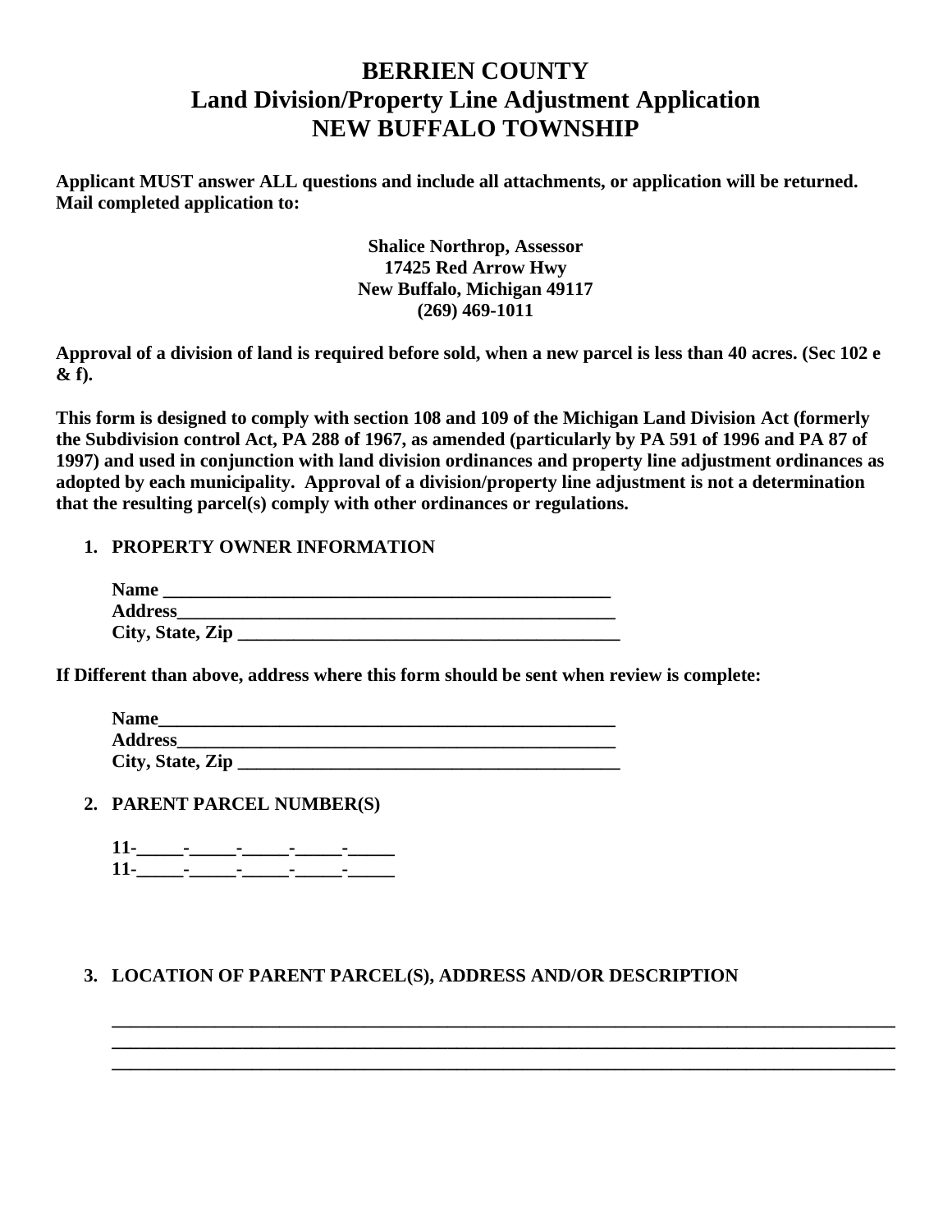# BERRIEN COUNTY
# Land Division/Property Line Adjustment Application
# NEW BUFFALO TOWNSHIP

**Applicant MUST answer ALL questions and include all attachments, or application will be returned. Mail completed application to:**

**Shalice Northrop, Assessor**
**17425 Red Arrow Hwy**
**New Buffalo, Michigan 49117**
**(269) 469-1011**

**Approval of a division of land is required before sold, when a new parcel is less than 40 acres. (Sec 102 e & f).**

**This form is designed to comply with section 108 and 109 of the Michigan Land Division Act (formerly the Subdivision control Act, PA 288 of 1967, as amended (particularly by PA 591 of 1996 and PA 87 of 1997) and used in conjunction with land division ordinances and property line adjustment ordinances as adopted by each municipality. Approval of a division/property line adjustment is not a determination that the resulting parcel(s) comply with other ordinances or regulations.**

1. **PROPERTY OWNER INFORMATION**

   **Name** ________________________________________________
   **Address**_______________________________________________
   **City, State, Zip** _______________________________________

**If Different than above, address where this form should be sent when review is complete:**

   **Name**_________________________________________________
   **Address**_______________________________________________
   **City, State, Zip** _______________________________________

2. **PARENT PARCEL NUMBER(S)**

   **11-_____-_____-_____-_____-_____**
   **11-_____-_____-_____-_____-_____**

3. **LOCATION OF PARENT PARCEL(S), ADDRESS AND/OR DESCRIPTION**

   ________________________________________________________________________
   ________________________________________________________________________
   ________________________________________________________________________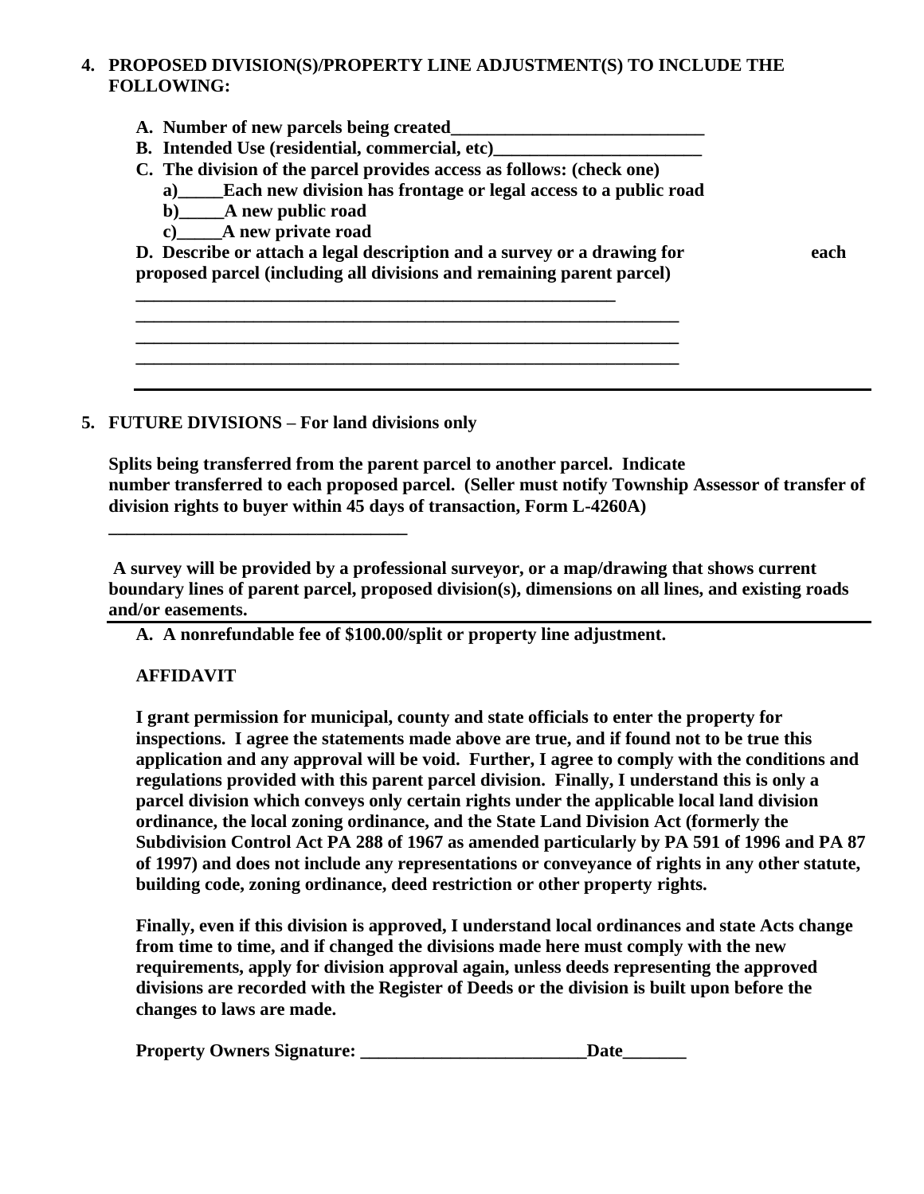**4. PROPOSED DIVISION(S)/PROPERTY LINE ADJUSTMENT(S) TO INCLUDE THE FOLLOWING:**

- **A. Number of new parcels being created____________________________**
- **B. Intended Use (residential, commercial, etc)_______________________**
- **C. The division of the parcel provides access as follows: (check one)**
  - **a)_____Each new division has frontage or legal access to a public road**
  - **b)_____A new public road**
  - **c)_____A new private road**

**D. Describe or attach a legal description and a survey or a drawing for each proposed parcel (including all divisions and remaining parent parcel)**

**______________________________________________________**
**_____________________________________________________________**
**_____________________________________________________________**
**_____________________________________________________________**

---

**5. FUTURE DIVISIONS – For land divisions only**

**Splits being transferred from the parent parcel to another parcel. Indicate number transferred to each proposed parcel. (Seller must notify Township Assessor of transfer of division rights to buyer within 45 days of transaction, Form L-4260A)**

**__________________________________**

**A survey will be provided by a professional surveyor, or a map/drawing that shows current boundary lines of parent parcel, proposed division(s), dimensions on all lines, and existing roads and/or easements.**

---

**A. A nonrefundable fee of $100.00/split or property line adjustment.**

**AFFIDAVIT**

**I grant permission for municipal, county and state officials to enter the property for inspections. I agree the statements made above are true, and if found not to be true this application and any approval will be void. Further, I agree to comply with the conditions and regulations provided with this parent parcel division. Finally, I understand this is only a parcel division which conveys only certain rights under the applicable local land division ordinance, the local zoning ordinance, and the State Land Division Act (formerly the Subdivision Control Act PA 288 of 1967 as amended particularly by PA 591 of 1996 and PA 87 of 1997) and does not include any representations or conveyance of rights in any other statute, building code, zoning ordinance, deed restriction or other property rights.**

**Finally, even if this division is approved, I understand local ordinances and state Acts change from time to time, and if changed the divisions made here must comply with the new requirements, apply for division approval again, unless deeds representing the approved divisions are recorded with the Register of Deeds or the division is built upon before the changes to laws are made.**

**Property Owners Signature: ________________________Date_______**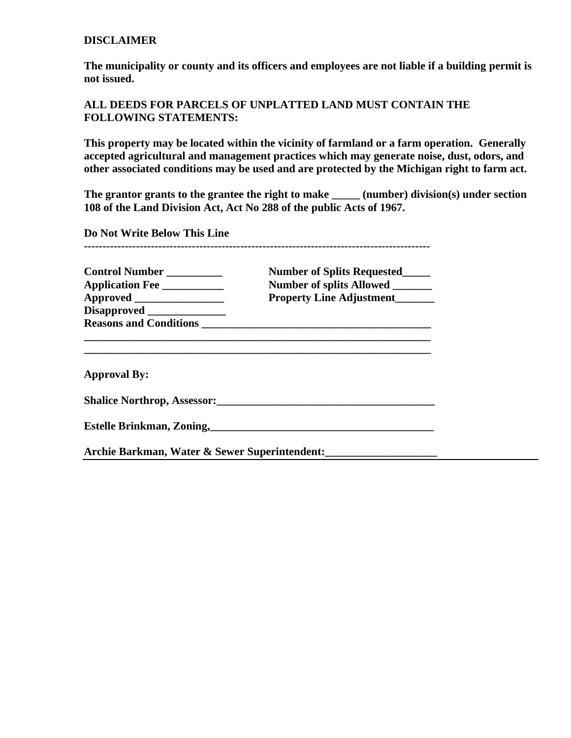**DISCLAIMER**

**The municipality or county and its officers and employees are not liable if a building permit is not issued.**

**ALL DEEDS FOR PARCELS OF UNPLATTED LAND MUST CONTAIN THE FOLLOWING STATEMENTS:**

**This property may be located within the vicinity of farmland or a farm operation. Generally accepted agricultural and management practices which may generate noise, dust, odors, and other associated conditions may be used and are protected by the Michigan right to farm act.**

**The grantor grants to the grantee the right to make _____ (number) division(s) under section 108 of the Land Division Act, Act No 288 of the public Acts of 1967.**

**Do Not Write Below This Line**

-------------------------------------------------------------------------------------------

**Control Number __________**

**Application Fee ___________**

**Approved ________________**

**Disapproved ______________**

**Number of Splits Requested_____**

**Number of splits Allowed _______**

**Property Line Adjustment_______**

**Reasons and Conditions ________________________________________**

**_______________________________________________________________**

**_______________________________________________________________**

**Approval By:**

**Shalice Northrop, Assessor:_______________________________________**

**Estelle Brinkman, Zoning,________________________________________**

**Archie Barkman, Water & Sewer Superintendent:____________________**